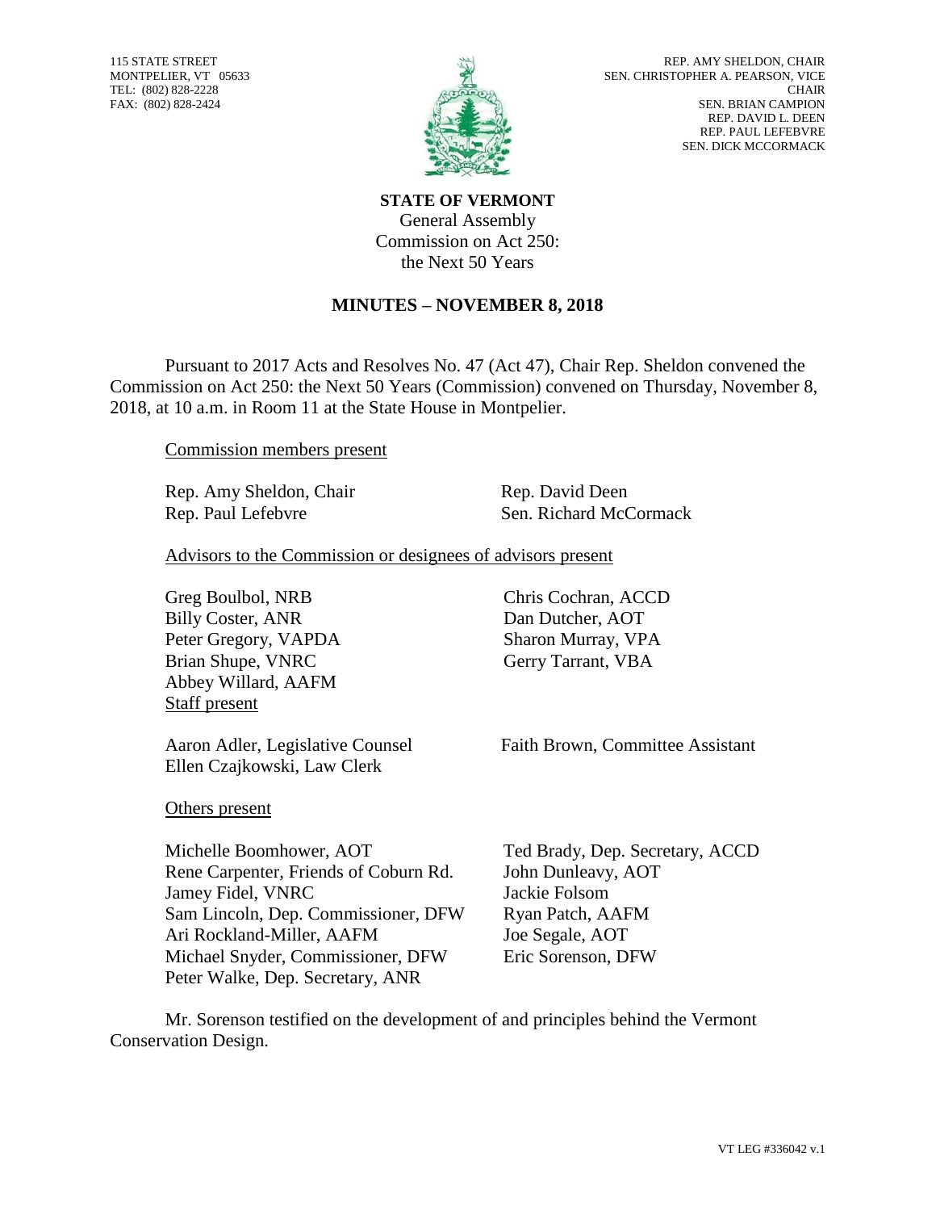115 STATE STREET
MONTPELIER, VT 05633
TEL: (802) 828-2228
FAX: (802) 828-2424

REP. AMY SHELDON, CHAIR
SEN. CHRISTOPHER A. PEARSON, VICE CHAIR
SEN. BRIAN CAMPION
REP. DAVID L. DEEN
REP. PAUL LEFEBVRE
SEN. DICK MCCORMACK

**STATE OF VERMONT**
General Assembly
Commission on Act 250:
the Next 50 Years

## MINUTES – NOVEMBER 8, 2018

Pursuant to 2017 Acts and Resolves No. 47 (Act 47), Chair Rep. Sheldon convened the Commission on Act 250: the Next 50 Years (Commission) convened on Thursday, November 8, 2018, at 10 a.m. in Room 11 at the State House in Montpelier.

Commission members present

Rep. Amy Sheldon, Chair
Rep. Paul Lefebvre
Rep. David Deen
Sen. Richard McCormack

Advisors to the Commission or designees of advisors present

Greg Boulbol, NRB
Billy Coster, ANR
Peter Gregory, VAPDA
Brian Shupe, VNRC
Abbey Willard, AAFM
Chris Cochran, ACCD
Dan Dutcher, AOT
Sharon Murray, VPA
Gerry Tarrant, VBA

Staff present

Aaron Adler, Legislative Counsel
Ellen Czajkowski, Law Clerk
Faith Brown, Committee Assistant

Others present

Michelle Boomhower, AOT
Rene Carpenter, Friends of Coburn Rd.
Jamey Fidel, VNRC
Sam Lincoln, Dep. Commissioner, DFW
Ari Rockland-Miller, AAFM
Michael Snyder, Commissioner, DFW
Peter Walke, Dep. Secretary, ANR
Ted Brady, Dep. Secretary, ACCD
John Dunleavy, AOT
Jackie Folsom
Ryan Patch, AAFM
Joe Segale, AOT
Eric Sorenson, DFW

Mr. Sorenson testified on the development of and principles behind the Vermont Conservation Design.

VT LEG #336042 v.1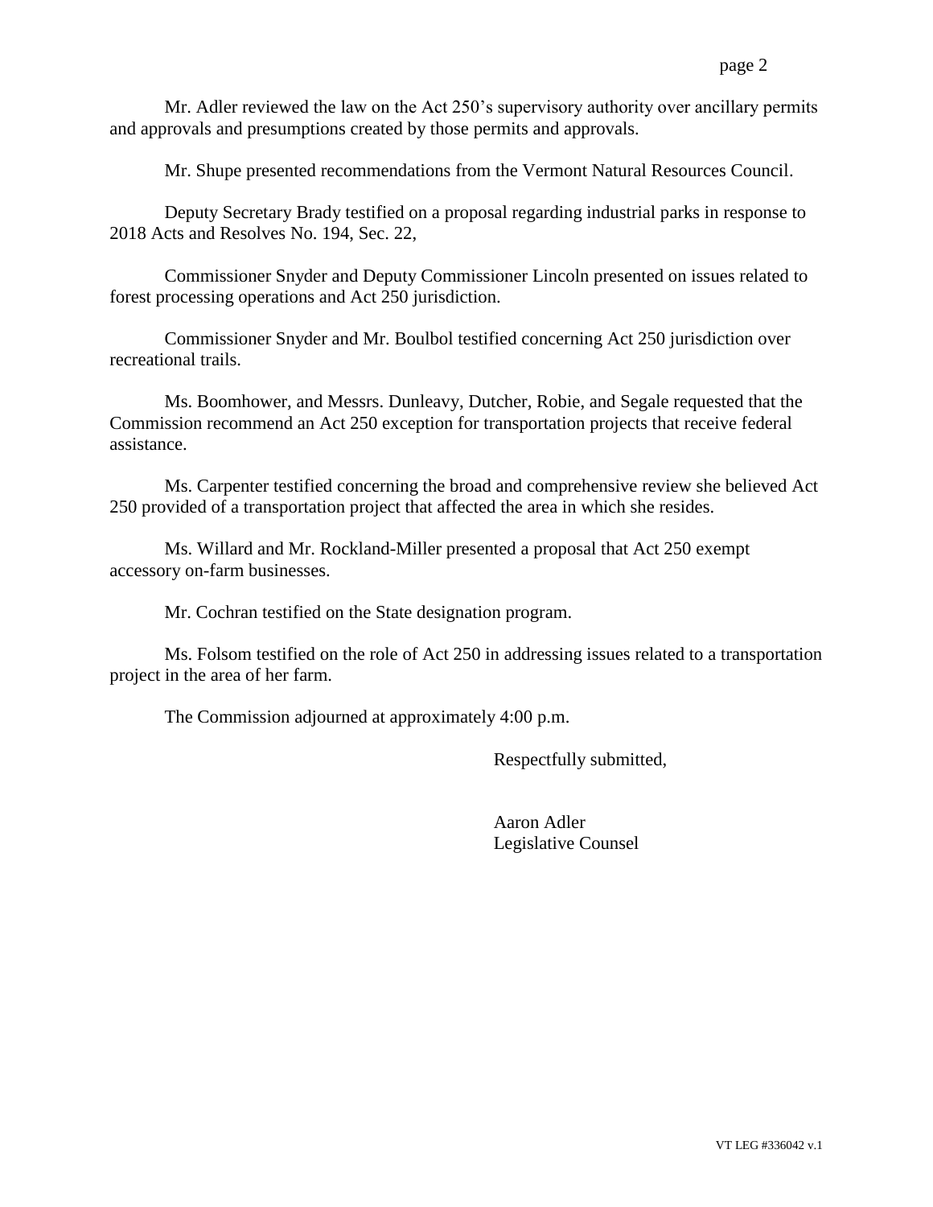Mr. Adler reviewed the law on the Act 250's supervisory authority over ancillary permits and approvals and presumptions created by those permits and approvals.

Mr. Shupe presented recommendations from the Vermont Natural Resources Council.

Deputy Secretary Brady testified on a proposal regarding industrial parks in response to 2018 Acts and Resolves No. 194, Sec. 22,

Commissioner Snyder and Deputy Commissioner Lincoln presented on issues related to forest processing operations and Act 250 jurisdiction.

Commissioner Snyder and Mr. Boulbol testified concerning Act 250 jurisdiction over recreational trails.

Ms. Boomhower, and Messrs. Dunleavy, Dutcher, Robie, and Segale requested that the Commission recommend an Act 250 exception for transportation projects that receive federal assistance.

Ms. Carpenter testified concerning the broad and comprehensive review she believed Act 250 provided of a transportation project that affected the area in which she resides.

Ms. Willard and Mr. Rockland-Miller presented a proposal that Act 250 exempt accessory on-farm businesses.

Mr. Cochran testified on the State designation program.

Ms. Folsom testified on the role of Act 250 in addressing issues related to a transportation project in the area of her farm.

The Commission adjourned at approximately 4:00 p.m.

Respectfully submitted,

Aaron Adler
Legislative Counsel

VT LEG #336042 v.1